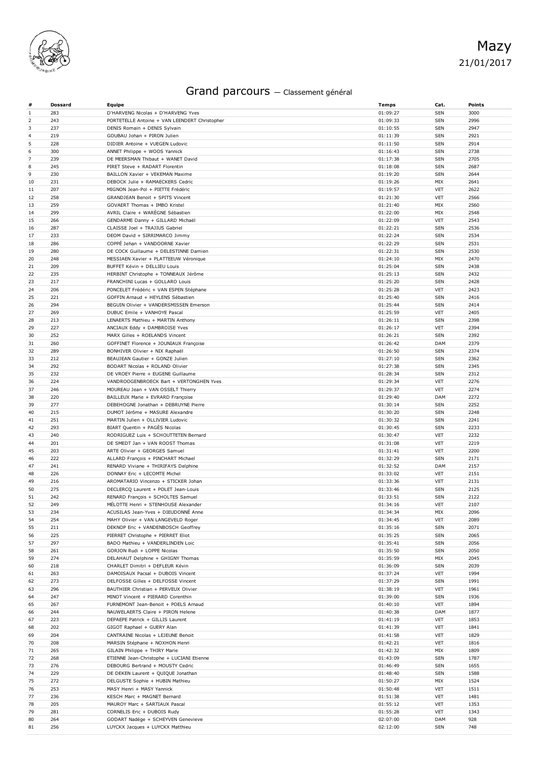Mazy
21/01/2017

# Grand parcours — Classement général

| # | Dossard | Equipe | Temps | Cat. | Points |
|---|---|---|---|---|---|
| 1 | 283 | D'HARVENG Nicolas + D'HARVENG Yves | 01:09:27 | SEN | 3000 |
| 2 | 243 | PORTETELLE Antoine + VAN LEENDERT Christopher | 01:09:33 | SEN | 2996 |
| 3 | 237 | DENIS Romain + DENIS Sylvain | 01:10:55 | SEN | 2947 |
| 4 | 219 | GOUBAU Johan + PIRON Julien | 01:11:39 | SEN | 2921 |
| 5 | 228 | DIDIER Antoine + VUEGEN Ludovic | 01:11:50 | SEN | 2914 |
| 6 | 300 | ANNET Philippe + WOOS Yannick | 01:16:43 | SEN | 2738 |
| 7 | 239 | DE MEERSMAN Thibaut + WANET David | 01:17:38 | SEN | 2705 |
| 8 | 245 | PIRET Steve + RADART Florentin | 01:18:08 | SEN | 2687 |
| 9 | 230 | BAILLON Xavier + VEKEMAN Maxime | 01:19:20 | SEN | 2644 |
| 10 | 231 | DEBOCK Julie + RAMAECKERS Cedric | 01:19:26 | MIX | 2641 |
| 11 | 207 | MIGNON Jean-Pol + PIETTE Frédéric | 01:19:57 | VET | 2622 |
| 12 | 258 | GRANDJEAN Benoit + SPITS Vincent | 01:21:30 | VET | 2566 |
| 13 | 259 | GOVAERT Thomas + IMBO Kristel | 01:21:40 | MIX | 2560 |
| 14 | 299 | AVRIL Claire + WARÈGNE Sébastien | 01:22:00 | MIX | 2548 |
| 15 | 266 | GENDARME Danny + GILLARD Michaël | 01:22:09 | VET | 2543 |
| 16 | 287 | CLAISSE Joel + TRAJIUS Gabriel | 01:22:21 | SEN | 2536 |
| 17 | 233 | DEOM David + SIRRIMARCO Jimmy | 01:22:24 | SEN | 2534 |
| 18 | 286 | COPPÉ Jehan + VANDOORNE Xavier | 01:22:29 | SEN | 2531 |
| 19 | 280 | DE COCK Guillaume + DELESTINNE Damien | 01:22:31 | SEN | 2530 |
| 20 | 248 | MESSIAEN Xavier + PLATTEEUW Véronique | 01:24:10 | MIX | 2470 |
| 21 | 209 | BUFFET Kévin + DELLIEU Louis | 01:25:04 | SEN | 2438 |
| 22 | 235 | HERBINT Christophe + TONNEAUX Jérôme | 01:25:13 | SEN | 2432 |
| 23 | 217 | FRANCHINI Lucas + GOLLARO Louis | 01:25:20 | SEN | 2428 |
| 24 | 206 | PONCELET Frédéric + VAN ESPEN Stéphane | 01:25:28 | VET | 2423 |
| 25 | 221 | GOFFIN Arnaud + HEYLENS Sébastien | 01:25:40 | SEN | 2416 |
| 26 | 294 | BEGUIN Olivier + VANDERSMISSEN Emerson | 01:25:44 | SEN | 2414 |
| 27 | 269 | DUBUC Emile + VANHOYE Pascal | 01:25:59 | VET | 2405 |
| 28 | 213 | LENAERTS Mathieu + MARTIN Anthony | 01:26:11 | SEN | 2398 |
| 29 | 227 | ANCIAUX Eddy + DAMBROISE Yves | 01:26:17 | VET | 2394 |
| 30 | 252 | MARX Gilles + ROELANDS Vincent | 01:26:21 | SEN | 2392 |
| 31 | 260 | GOFFINET Florence + JOUNIAUX Françoise | 01:26:42 | DAM | 2379 |
| 32 | 289 | BONHIVER Olivier + NIX Raphaël | 01:26:50 | SEN | 2374 |
| 33 | 212 | BEAUJEAN Gautier + GONZE Julien | 01:27:10 | SEN | 2362 |
| 34 | 292 | BODART Nicolas + ROLAND Olivier | 01:27:38 | SEN | 2345 |
| 35 | 232 | DE VROEY Pierre + EUGENE Guillaume | 01:28:34 | SEN | 2312 |
| 36 | 224 | VANDROOGENBROECK Bart + VERTONGHEN Yves | 01:29:34 | VET | 2276 |
| 37 | 246 | MOUREAU Jean + VAN OSSELT Thierry | 01:29:37 | VET | 2274 |
| 38 | 220 | BAILLEUX Marie + EVRARD Françoise | 01:29:40 | DAM | 2272 |
| 39 | 277 | DEBEHOGNE Jonathan + DEBRUYNE Pierre | 01:30:14 | SEN | 2252 |
| 40 | 215 | DUMOT Jérôme + MASURE Alexandre | 01:30:20 | SEN | 2248 |
| 41 | 251 | MARTIN Julien + OLLIVIER Ludovic | 01:30:32 | SEN | 2241 |
| 42 | 293 | BIART Quentin + PAGÈS Nicolas | 01:30:45 | SEN | 2233 |
| 43 | 240 | RODRIGUEZ Luis + SCHOUTTETEN Bernard | 01:30:47 | VET | 2232 |
| 44 | 201 | DE SMEDT Jan + VAN ROOST Thomas | 01:31:08 | VET | 2219 |
| 45 | 203 | ARTE Olivier + GEORGES Samuel | 01:31:41 | VET | 2200 |
| 46 | 222 | ALLARD François + PINCHART Michael | 01:32:29 | SEN | 2171 |
| 47 | 241 | RENARD Viviane + THIRIFAYS Delphine | 01:32:52 | DAM | 2157 |
| 48 | 226 | DONNAY Eric + LECOMTE Michel | 01:33:02 | VET | 2151 |
| 49 | 216 | AROMATARIO Vincenzo + STICKER Johan | 01:33:36 | VET | 2131 |
| 50 | 275 | DECLERCQ Laurent + POLET Jean-Louis | 01:33:46 | SEN | 2125 |
| 51 | 242 | RENARD François + SCHOLTES Samuel | 01:33:51 | SEN | 2122 |
| 52 | 249 | MÉLOTTE Henri + STENHOUSE Alexander | 01:34:16 | VET | 2107 |
| 53 | 234 | ACUSILAS Jean-Yves + DIEUDONNÉ Anne | 01:34:34 | MIX | 2096 |
| 54 | 254 | MAHY Olivier + VAN LANGEVELD Roger | 01:34:45 | VET | 2089 |
| 55 | 211 | DEKNOP Eric + VANDENBOSCH Geoffrey | 01:35:16 | SEN | 2071 |
| 56 | 225 | PIERRET Christophe + PIERRET Eliot | 01:35:25 | SEN | 2065 |
| 57 | 297 | BADO Mathieu + VANDERLINDEN Loic | 01:35:41 | SEN | 2056 |
| 58 | 261 | GORJON Rudi + LOPPE Nicolas | 01:35:50 | SEN | 2050 |
| 59 | 274 | DELAHAUT Delphine + GHIGNY Thomas | 01:35:59 | MIX | 2045 |
| 60 | 218 | CHARLET Dimitri + DEFLEUR Kévin | 01:36:09 | SEN | 2039 |
| 61 | 263 | DAMOISAUX Pacsal + DUBOIS Vincent | 01:37:24 | VET | 1994 |
| 62 | 273 | DELFOSSE Gilles + DELFOSSE Vincent | 01:37:29 | SEN | 1991 |
| 63 | 296 | BAUTHIER Christian + PERVEUX Olivier | 01:38:19 | VET | 1961 |
| 64 | 247 | MINOT Vincent + PIERARD Corenthin | 01:39:00 | SEN | 1936 |
| 65 | 267 | FURNEMONT Jean-Benoit + POELS Arnaud | 01:40:10 | VET | 1894 |
| 66 | 244 | NAUWELAERTS Claire + PIRON Helene | 01:40:38 | DAM | 1877 |
| 67 | 223 | DEPAEPE Patrick + GILLIS Laurent | 01:41:19 | VET | 1853 |
| 68 | 202 | GIGOT Raphael + GUERY Alan | 01:41:39 | VET | 1841 |
| 69 | 204 | CANTRAINE Nicolas + LEJEUNE Benoit | 01:41:58 | VET | 1829 |
| 70 | 208 | MARSIN Stéphane + NOXHON Henri | 01:42:21 | VET | 1816 |
| 71 | 265 | GILAIN Philippe + THIRY Marie | 01:42:32 | MIX | 1809 |
| 72 | 268 | ETIENNE Jean-Christophe + LUCIANI Etienne | 01:43:09 | SEN | 1787 |
| 73 | 276 | DEBOURG Bertrand + MOUSTY Cedric | 01:46:49 | SEN | 1655 |
| 74 | 229 | DE DEKEN Laurent + QUIQUE Jonathan | 01:48:40 | SEN | 1588 |
| 75 | 272 | DELGUSTE Sophie + HUBIN Mathieu | 01:50:27 | MIX | 1524 |
| 76 | 253 | MASY Henri + MASY Yannick | 01:50:48 | VET | 1511 |
| 77 | 236 | KESCH Marc + MAGNET Bernard | 01:51:38 | VET | 1481 |
| 78 | 205 | MAUROY Marc + SARTIAUX Pascal | 01:55:12 | VET | 1353 |
| 79 | 281 | CORNELIS Eric + DUBOIS Rudy | 01:55:28 | VET | 1343 |
| 80 | 264 | GODART Nadége + SCHEYVEN Genevieve | 02:07:00 | DAM | 928 |
| 81 | 256 | LUYCKX Jacques + LUYCKX Matthieu | 02:12:00 | SEN | 748 |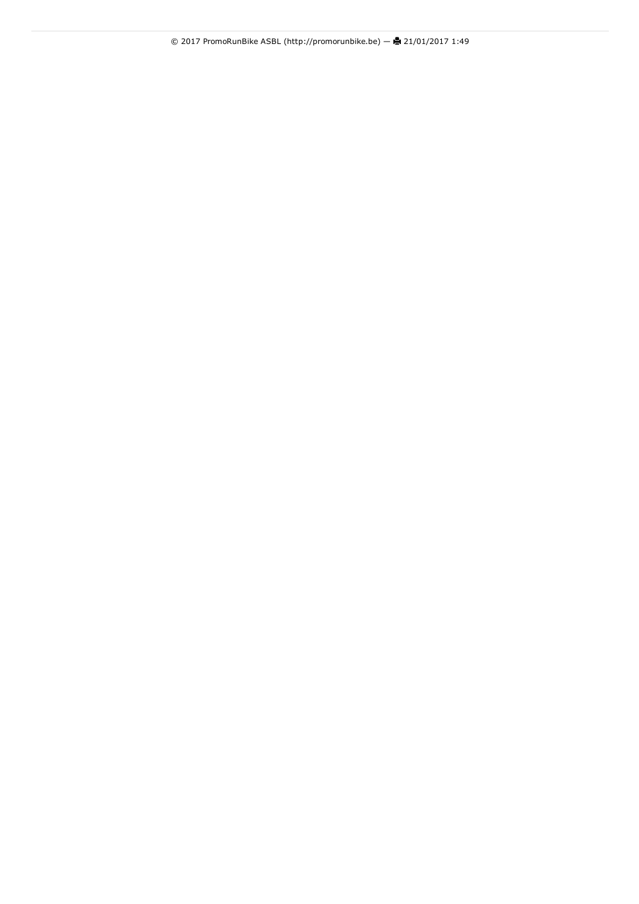© 2017 PromoRunBike ASBL (http://promorunbike.be) — 21/01/2017 1:49